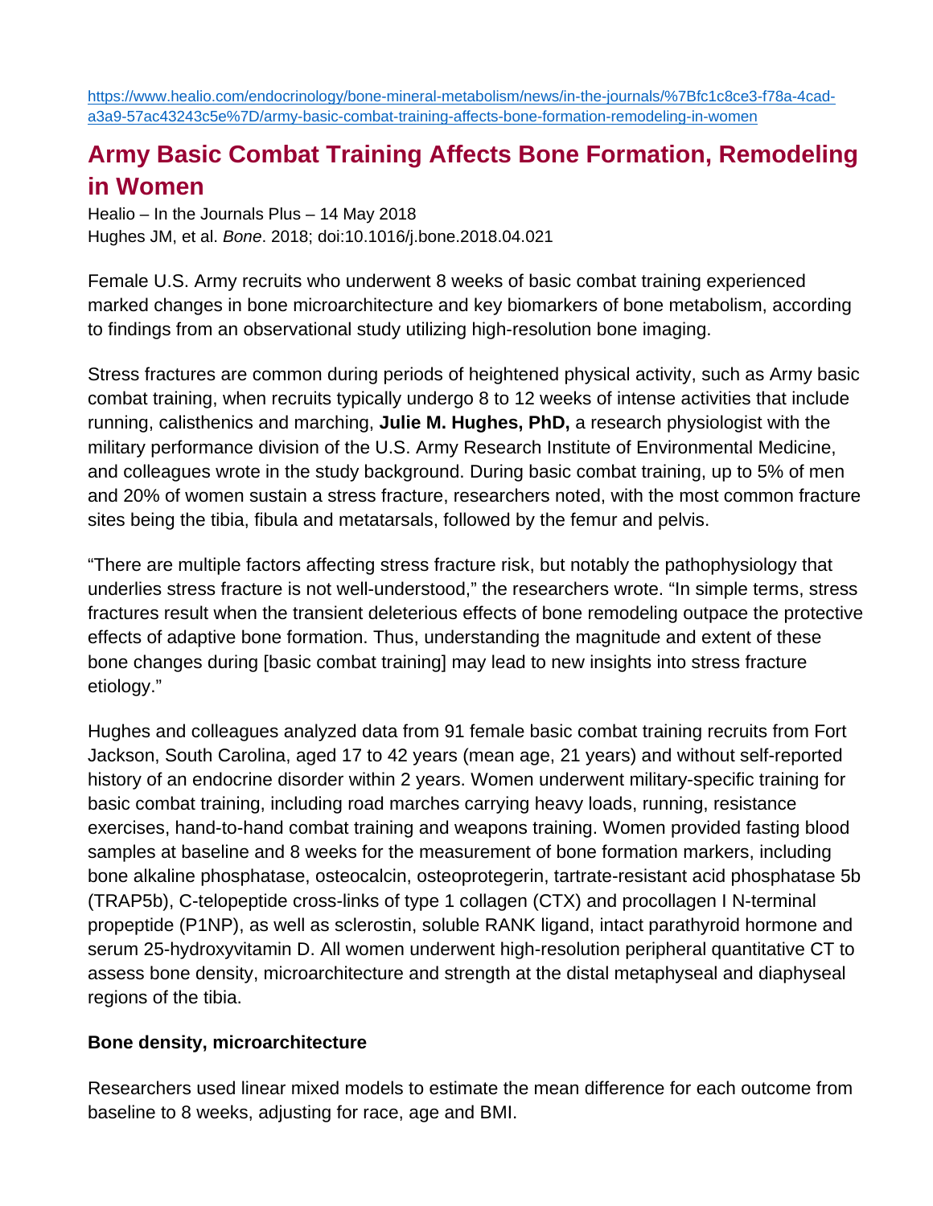https://www.healio.com/endocrinology/bone-mineral-metabolism/news/in-the-journals/%7Bfc1c8ce3-f78a-4cad-a3a9-57ac43243c5e%7D/army-basic-combat-training-affects-bone-formation-remodeling-in-women

# Army Basic Combat Training Affects Bone Formation, Remodeling in Women

Healio – In the Journals Plus – 14 May 2018
Hughes JM, et al. *Bone*. 2018; doi:10.1016/j.bone.2018.04.021

Female U.S. Army recruits who underwent 8 weeks of basic combat training experienced marked changes in bone microarchitecture and key biomarkers of bone metabolism, according to findings from an observational study utilizing high-resolution bone imaging.

Stress fractures are common during periods of heightened physical activity, such as Army basic combat training, when recruits typically undergo 8 to 12 weeks of intense activities that include running, calisthenics and marching, **Julie M. Hughes, PhD,** a research physiologist with the military performance division of the U.S. Army Research Institute of Environmental Medicine, and colleagues wrote in the study background. During basic combat training, up to 5% of men and 20% of women sustain a stress fracture, researchers noted, with the most common fracture sites being the tibia, fibula and metatarsals, followed by the femur and pelvis.

"There are multiple factors affecting stress fracture risk, but notably the pathophysiology that underlies stress fracture is not well-understood," the researchers wrote. "In simple terms, stress fractures result when the transient deleterious effects of bone remodeling outpace the protective effects of adaptive bone formation. Thus, understanding the magnitude and extent of these bone changes during [basic combat training] may lead to new insights into stress fracture etiology."

Hughes and colleagues analyzed data from 91 female basic combat training recruits from Fort Jackson, South Carolina, aged 17 to 42 years (mean age, 21 years) and without self-reported history of an endocrine disorder within 2 years. Women underwent military-specific training for basic combat training, including road marches carrying heavy loads, running, resistance exercises, hand-to-hand combat training and weapons training. Women provided fasting blood samples at baseline and 8 weeks for the measurement of bone formation markers, including bone alkaline phosphatase, osteocalcin, osteoprotegerin, tartrate-resistant acid phosphatase 5b (TRAP5b), C-telopeptide cross-links of type 1 collagen (CTX) and procollagen I N-terminal propeptide (P1NP), as well as sclerostin, soluble RANK ligand, intact parathyroid hormone and serum 25-hydroxyvitamin D. All women underwent high-resolution peripheral quantitative CT to assess bone density, microarchitecture and strength at the distal metaphyseal and diaphyseal regions of the tibia.

**Bone density, microarchitecture**

Researchers used linear mixed models to estimate the mean difference for each outcome from baseline to 8 weeks, adjusting for race, age and BMI.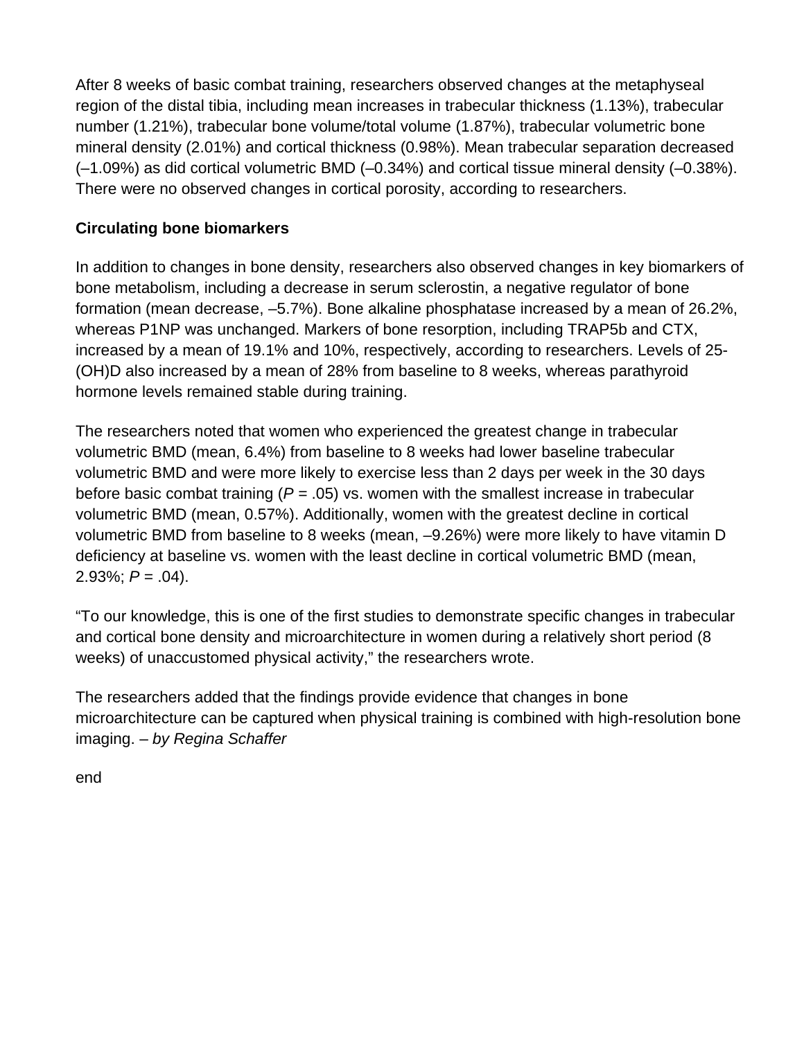After 8 weeks of basic combat training, researchers observed changes at the metaphyseal region of the distal tibia, including mean increases in trabecular thickness (1.13%), trabecular number (1.21%), trabecular bone volume/total volume (1.87%), trabecular volumetric bone mineral density (2.01%) and cortical thickness (0.98%). Mean trabecular separation decreased (–1.09%) as did cortical volumetric BMD (–0.34%) and cortical tissue mineral density (–0.38%). There were no observed changes in cortical porosity, according to researchers.

**Circulating bone biomarkers**

In addition to changes in bone density, researchers also observed changes in key biomarkers of bone metabolism, including a decrease in serum sclerostin, a negative regulator of bone formation (mean decrease, –5.7%). Bone alkaline phosphatase increased by a mean of 26.2%, whereas P1NP was unchanged. Markers of bone resorption, including TRAP5b and CTX, increased by a mean of 19.1% and 10%, respectively, according to researchers. Levels of 25-(OH)D also increased by a mean of 28% from baseline to 8 weeks, whereas parathyroid hormone levels remained stable during training.

The researchers noted that women who experienced the greatest change in trabecular volumetric BMD (mean, 6.4%) from baseline to 8 weeks had lower baseline trabecular volumetric BMD and were more likely to exercise less than 2 days per week in the 30 days before basic combat training ($P = .05$) vs. women with the smallest increase in trabecular volumetric BMD (mean, 0.57%). Additionally, women with the greatest decline in cortical volumetric BMD from baseline to 8 weeks (mean, –9.26%) were more likely to have vitamin D deficiency at baseline vs. women with the least decline in cortical volumetric BMD (mean, 2.93%; $P = .04$).

"To our knowledge, this is one of the first studies to demonstrate specific changes in trabecular and cortical bone density and microarchitecture in women during a relatively short period (8 weeks) of unaccustomed physical activity," the researchers wrote.

The researchers added that the findings provide evidence that changes in bone microarchitecture can be captured when physical training is combined with high-resolution bone imaging. – *by Regina Schaffer*

end